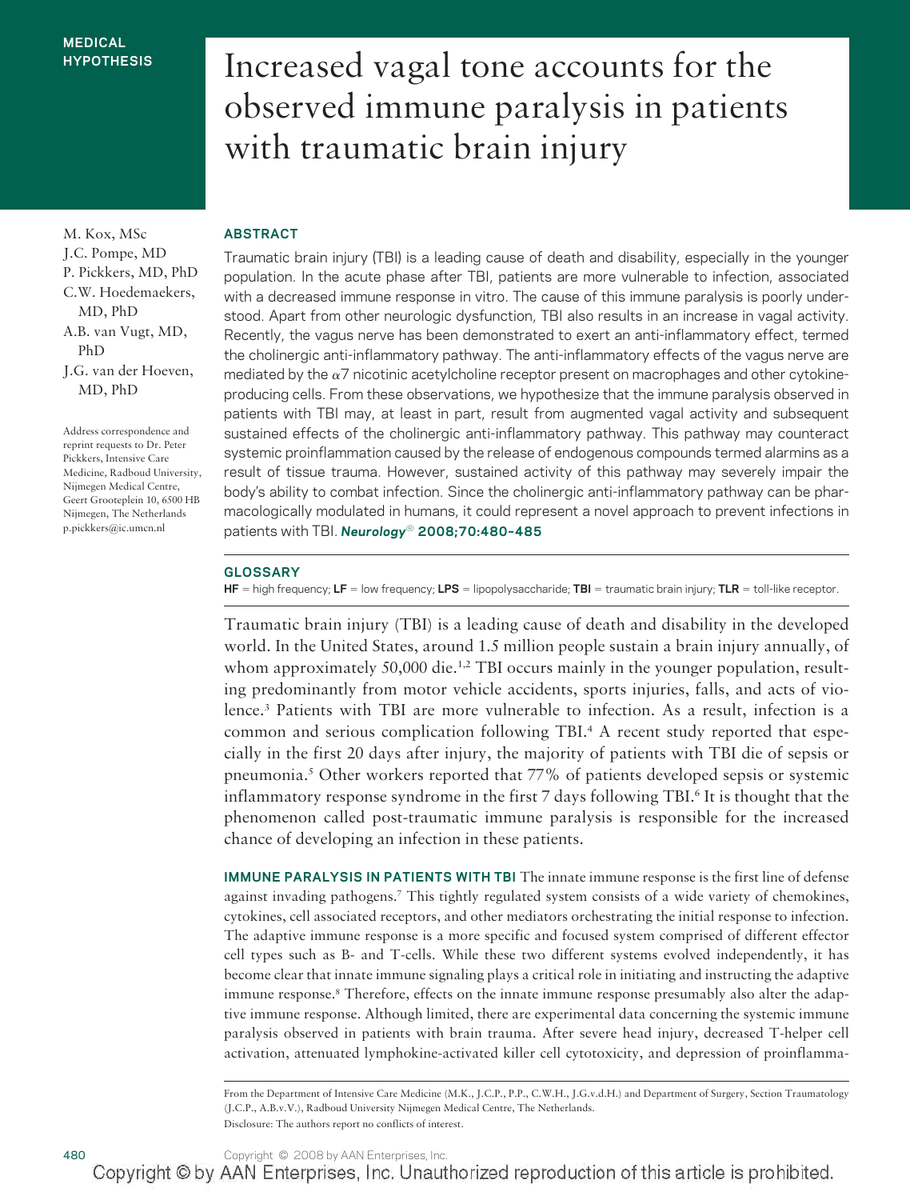MEDICAL HYPOTHESIS

# Increased vagal tone accounts for the observed immune paralysis in patients with traumatic brain injury

M. Kox, MSc
J.C. Pompe, MD
P. Pickkers, MD, PhD
C.W. Hoedemaekers, MD, PhD
A.B. van Vugt, MD, PhD
J.G. van der Hoeven, MD, PhD

Address correspondence and reprint requests to Dr. Peter Pickkers, Intensive Care Medicine, Radboud University, Nijmegen Medical Centre, Geert Grooteplein 10, 6500 HB Nijmegen, The Netherlands
p.pickkers@ic.umcn.nl

## ABSTRACT

Traumatic brain injury (TBI) is a leading cause of death and disability, especially in the younger population. In the acute phase after TBI, patients are more vulnerable to infection, associated with a decreased immune response in vitro. The cause of this immune paralysis is poorly understood. Apart from other neurologic dysfunction, TBI also results in an increase in vagal activity. Recently, the vagus nerve has been demonstrated to exert an anti-inflammatory effect, termed the cholinergic anti-inflammatory pathway. The anti-inflammatory effects of the vagus nerve are mediated by the $\alpha$7 nicotinic acetylcholine receptor present on macrophages and other cytokine-producing cells. From these observations, we hypothesize that the immune paralysis observed in patients with TBI may, at least in part, result from augmented vagal activity and subsequent sustained effects of the cholinergic anti-inflammatory pathway. This pathway may counteract systemic proinflammation caused by the release of endogenous compounds termed alarmins as a result of tissue trauma. However, sustained activity of this pathway may severely impair the body's ability to combat infection. Since the cholinergic anti-inflammatory pathway can be pharmacologically modulated in humans, it could represent a novel approach to prevent infections in patients with TBI. ***Neurology*® 2008;70:480–485**

## GLOSSARY

**HF** = high frequency; **LF** = low frequency; **LPS** = lipopolysaccharide; **TBI** = traumatic brain injury; **TLR** = toll-like receptor.

Traumatic brain injury (TBI) is a leading cause of death and disability in the developed world. In the United States, around 1.5 million people sustain a brain injury annually, of whom approximately 50,000 die.[1,2] TBI occurs mainly in the younger population, resulting predominantly from motor vehicle accidents, sports injuries, falls, and acts of violence.[3] Patients with TBI are more vulnerable to infection. As a result, infection is a common and serious complication following TBI.[4] A recent study reported that especially in the first 20 days after injury, the majority of patients with TBI die of sepsis or pneumonia.[5] Other workers reported that 77% of patients developed sepsis or systemic inflammatory response syndrome in the first 7 days following TBI.[6] It is thought that the phenomenon called post-traumatic immune paralysis is responsible for the increased chance of developing an infection in these patients.

**IMMUNE PARALYSIS IN PATIENTS WITH TBI** The innate immune response is the first line of defense against invading pathogens.[7] This tightly regulated system consists of a wide variety of chemokines, cytokines, cell associated receptors, and other mediators orchestrating the initial response to infection. The adaptive immune response is a more specific and focused system comprised of different effector cell types such as B- and T-cells. While these two different systems evolved independently, it has become clear that innate immune signaling plays a critical role in initiating and instructing the adaptive immune response.[8] Therefore, effects on the innate immune response presumably also alter the adaptive immune response. Although limited, there are experimental data concerning the systemic immune paralysis observed in patients with brain trauma. After severe head injury, decreased T-helper cell activation, attenuated lymphokine-activated killer cell cytotoxicity, and depression of proinflamma-

From the Department of Intensive Care Medicine (M.K., J.C.P., P.P., C.W.H., J.G.v.d.H.) and Department of Surgery, Section Traumatology (J.C.P., A.B.v.V.), Radboud University Nijmegen Medical Centre, The Netherlands.
Disclosure: The authors report no conflicts of interest.

Copyright © 2008 by AAN Enterprises, Inc.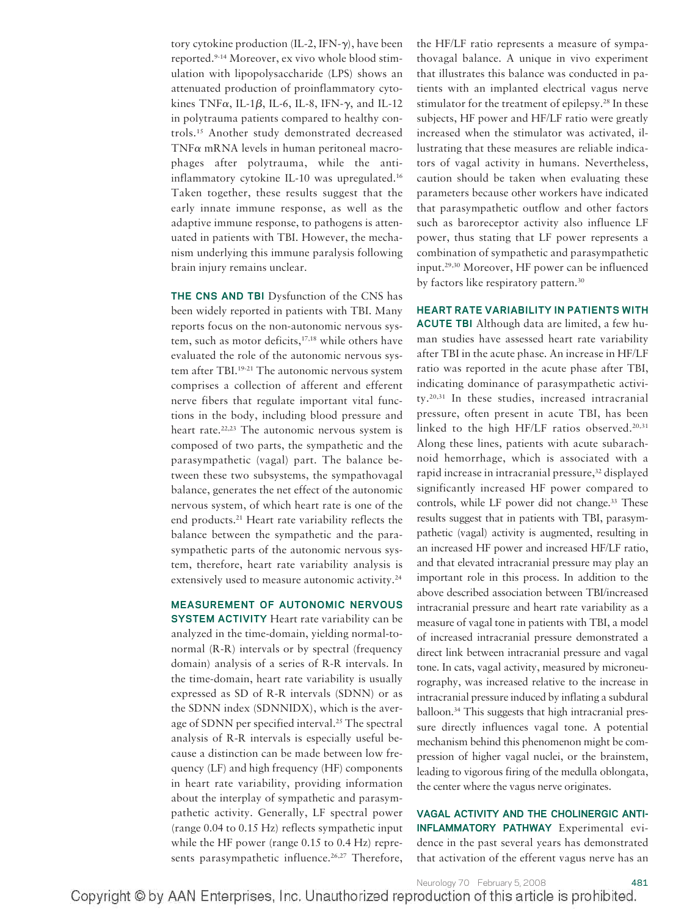tory cytokine production (IL-2, IFN-γ), have been reported.[9-14] Moreover, ex vivo whole blood stimulation with lipopolysaccharide (LPS) shows an attenuated production of proinflammatory cytokines TNFα, IL-1β, IL-6, IL-8, IFN-γ, and IL-12 in polytrauma patients compared to healthy controls.[15] Another study demonstrated decreased TNFα mRNA levels in human peritoneal macrophages after polytrauma, while the anti-inflammatory cytokine IL-10 was upregulated.[16] Taken together, these results suggest that the early innate immune response, as well as the adaptive immune response, to pathogens is attenuated in patients with TBI. However, the mechanism underlying this immune paralysis following brain injury remains unclear.

**THE CNS AND TBI** Dysfunction of the CNS has been widely reported in patients with TBI. Many reports focus on the non-autonomic nervous system, such as motor deficits,[17,18] while others have evaluated the role of the autonomic nervous system after TBI.[19-21] The autonomic nervous system comprises a collection of afferent and efferent nerve fibers that regulate important vital functions in the body, including blood pressure and heart rate.[22,23] The autonomic nervous system is composed of two parts, the sympathetic and the parasympathetic (vagal) part. The balance between these two subsystems, the sympathovagal balance, generates the net effect of the autonomic nervous system, of which heart rate is one of the end products.[21] Heart rate variability reflects the balance between the sympathetic and the parasympathetic parts of the autonomic nervous system, therefore, heart rate variability analysis is extensively used to measure autonomic activity.[24]

**MEASUREMENT OF AUTONOMIC NERVOUS SYSTEM ACTIVITY** Heart rate variability can be analyzed in the time-domain, yielding normal-to-normal (R-R) intervals or by spectral (frequency domain) analysis of a series of R-R intervals. In the time-domain, heart rate variability is usually expressed as SD of R-R intervals (SDNN) or as the SDNN index (SDNNIDX), which is the average of SDNN per specified interval.[25] The spectral analysis of R-R intervals is especially useful because a distinction can be made between low frequency (LF) and high frequency (HF) components in heart rate variability, providing information about the interplay of sympathetic and parasympathetic activity. Generally, LF spectral power (range 0.04 to 0.15 Hz) reflects sympathetic input while the HF power (range 0.15 to 0.4 Hz) represents parasympathetic influence.[26,27] Therefore, the HF/LF ratio represents a measure of sympathovagal balance. A unique in vivo experiment that illustrates this balance was conducted in patients with an implanted electrical vagus nerve stimulator for the treatment of epilepsy.[28] In these subjects, HF power and HF/LF ratio were greatly increased when the stimulator was activated, illustrating that these measures are reliable indicators of vagal activity in humans. Nevertheless, caution should be taken when evaluating these parameters because other workers have indicated that parasympathetic outflow and other factors such as baroreceptor activity also influence LF power, thus stating that LF power represents a combination of sympathetic and parasympathetic input.[29,30] Moreover, HF power can be influenced by factors like respiratory pattern.[30]

**HEART RATE VARIABILITY IN PATIENTS WITH ACUTE TBI** Although data are limited, a few human studies have assessed heart rate variability after TBI in the acute phase. An increase in HF/LF ratio was reported in the acute phase after TBI, indicating dominance of parasympathetic activity.[20,31] In these studies, increased intracranial pressure, often present in acute TBI, has been linked to the high HF/LF ratios observed.[20,31] Along these lines, patients with acute subarachnoid hemorrhage, which is associated with a rapid increase in intracranial pressure,[32] displayed significantly increased HF power compared to controls, while LF power did not change.[33] These results suggest that in patients with TBI, parasympathetic (vagal) activity is augmented, resulting in an increased HF power and increased HF/LF ratio, and that elevated intracranial pressure may play an important role in this process. In addition to the above described association between TBI/increased intracranial pressure and heart rate variability as a measure of vagal tone in patients with TBI, a model of increased intracranial pressure demonstrated a direct link between intracranial pressure and vagal tone. In cats, vagal activity, measured by microneurography, was increased relative to the increase in intracranial pressure induced by inflating a subdural balloon.[34] This suggests that high intracranial pressure directly influences vagal tone. A potential mechanism behind this phenomenon might be compression of higher vagal nuclei, or the brainstem, leading to vigorous firing of the medulla oblongata, the center where the vagus nerve originates.

**VAGAL ACTIVITY AND THE CHOLINERGIC ANTI-INFLAMMATORY PATHWAY** Experimental evidence in the past several years has demonstrated that activation of the efferent vagus nerve has an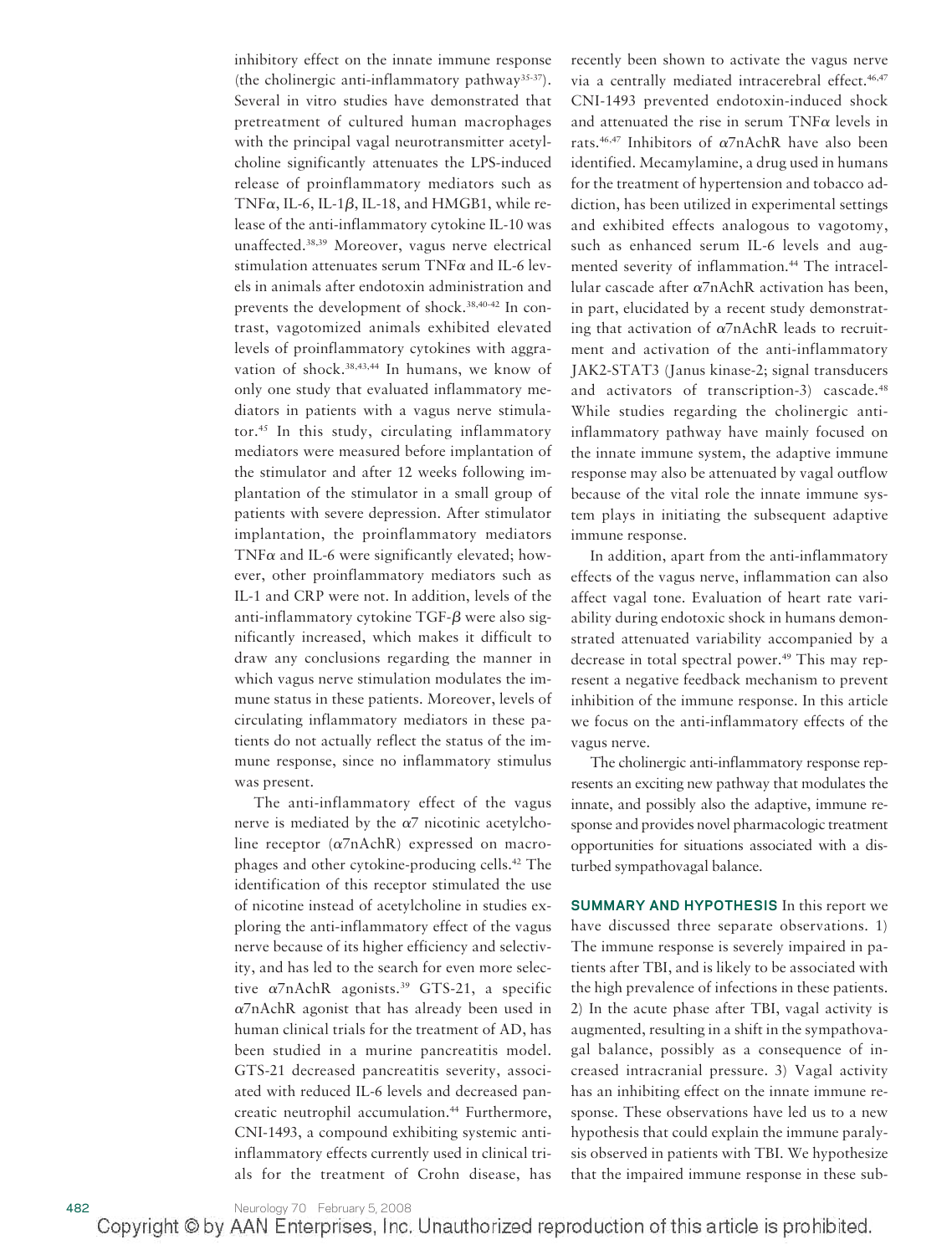inhibitory effect on the innate immune response (the cholinergic anti-inflammatory pathway[35-37]). Several in vitro studies have demonstrated that pretreatment of cultured human macrophages with the principal vagal neurotransmitter acetylcholine significantly attenuates the LPS-induced release of proinflammatory mediators such as TNFα, IL-6, IL-1β, IL-18, and HMGB1, while release of the anti-inflammatory cytokine IL-10 was unaffected.[38,39] Moreover, vagus nerve electrical stimulation attenuates serum TNFα and IL-6 levels in animals after endotoxin administration and prevents the development of shock.[38,40-42] In contrast, vagotomized animals exhibited elevated levels of proinflammatory cytokines with aggravation of shock.[38,43,44] In humans, we know of only one study that evaluated inflammatory mediators in patients with a vagus nerve stimulator.[45] In this study, circulating inflammatory mediators were measured before implantation of the stimulator and after 12 weeks following implantation of the stimulator in a small group of patients with severe depression. After stimulator implantation, the proinflammatory mediators TNFα and IL-6 were significantly elevated; however, other proinflammatory mediators such as IL-1 and CRP were not. In addition, levels of the anti-inflammatory cytokine TGF-β were also significantly increased, which makes it difficult to draw any conclusions regarding the manner in which vagus nerve stimulation modulates the immune status in these patients. Moreover, levels of circulating inflammatory mediators in these patients do not actually reflect the status of the immune response, since no inflammatory stimulus was present.

The anti-inflammatory effect of the vagus nerve is mediated by the α7 nicotinic acetylcholine receptor (α7nAchR) expressed on macrophages and other cytokine-producing cells.[42] The identification of this receptor stimulated the use of nicotine instead of acetylcholine in studies exploring the anti-inflammatory effect of the vagus nerve because of its higher efficiency and selectivity, and has led to the search for even more selective α7nAchR agonists.[39] GTS-21, a specific α7nAchR agonist that has already been used in human clinical trials for the treatment of AD, has been studied in a murine pancreatitis model. GTS-21 decreased pancreatitis severity, associated with reduced IL-6 levels and decreased pancreatic neutrophil accumulation.[44] Furthermore, CNI-1493, a compound exhibiting systemic anti-inflammatory effects currently used in clinical trials for the treatment of Crohn disease, has recently been shown to activate the vagus nerve via a centrally mediated intracerebral effect.[46,47] CNI-1493 prevented endotoxin-induced shock and attenuated the rise in serum TNFα levels in rats.[46,47] Inhibitors of α7nAchR have also been identified. Mecamylamine, a drug used in humans for the treatment of hypertension and tobacco addiction, has been utilized in experimental settings and exhibited effects analogous to vagotomy, such as enhanced serum IL-6 levels and augmented severity of inflammation.[44] The intracellular cascade after α7nAchR activation has been, in part, elucidated by a recent study demonstrating that activation of α7nAchR leads to recruitment and activation of the anti-inflammatory JAK2-STAT3 (Janus kinase-2; signal transducers and activators of transcription-3) cascade.[48] While studies regarding the cholinergic anti-inflammatory pathway have mainly focused on the innate immune system, the adaptive immune response may also be attenuated by vagal outflow because of the vital role the innate immune system plays in initiating the subsequent adaptive immune response.

In addition, apart from the anti-inflammatory effects of the vagus nerve, inflammation can also affect vagal tone. Evaluation of heart rate variability during endotoxic shock in humans demonstrated attenuated variability accompanied by a decrease in total spectral power.[49] This may represent a negative feedback mechanism to prevent inhibition of the immune response. In this article we focus on the anti-inflammatory effects of the vagus nerve.

The cholinergic anti-inflammatory response represents an exciting new pathway that modulates the innate, and possibly also the adaptive, immune response and provides novel pharmacologic treatment opportunities for situations associated with a disturbed sympathovagal balance.

**SUMMARY AND HYPOTHESIS** In this report we have discussed three separate observations. 1) The immune response is severely impaired in patients after TBI, and is likely to be associated with the high prevalence of infections in these patients. 2) In the acute phase after TBI, vagal activity is augmented, resulting in a shift in the sympathovagal balance, possibly as a consequence of increased intracranial pressure. 3) Vagal activity has an inhibiting effect on the innate immune response. These observations have led us to a new hypothesis that could explain the immune paralysis observed in patients with TBI. We hypothesize that the impaired immune response in these sub-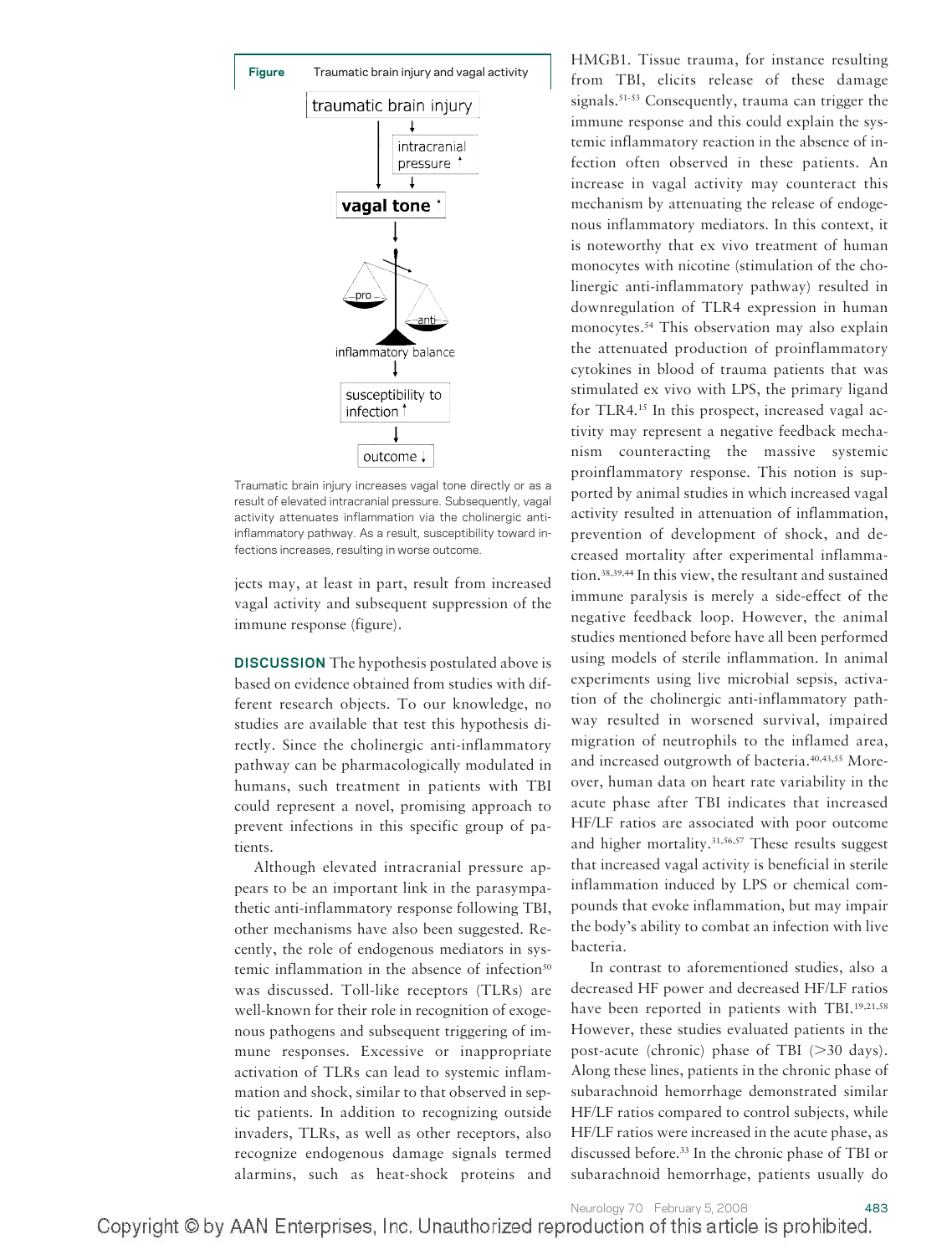**Figure** Traumatic brain injury and vagal activity

traumatic brain injury → intracranial pressure ↑ → vagal tone ↑ → pro / anti inflammatory balance → susceptibility to infection ↑ → outcome ↓

Traumatic brain injury increases vagal tone directly or as a result of elevated intracranial pressure. Subsequently, vagal activity attenuates inflammation via the cholinergic anti-inflammatory pathway. As a result, susceptibility toward infections increases, resulting in worse outcome.

jects may, at least in part, result from increased vagal activity and subsequent suppression of the immune response (figure).

**DISCUSSION** The hypothesis postulated above is based on evidence obtained from studies with different research objects. To our knowledge, no studies are available that test this hypothesis directly. Since the cholinergic anti-inflammatory pathway can be pharmacologically modulated in humans, such treatment in patients with TBI could represent a novel, promising approach to prevent infections in this specific group of patients.

Although elevated intracranial pressure appears to be an important link in the parasympathetic anti-inflammatory response following TBI, other mechanisms have also been suggested. Recently, the role of endogenous mediators in systemic inflammation in the absence of infection[50] was discussed. Toll-like receptors (TLRs) are well-known for their role in recognition of exogenous pathogens and subsequent triggering of immune responses. Excessive or inappropriate activation of TLRs can lead to systemic inflammation and shock, similar to that observed in septic patients. In addition to recognizing outside invaders, TLRs, as well as other receptors, also recognize endogenous damage signals termed alarmins, such as heat-shock proteins and HMGB1. Tissue trauma, for instance resulting from TBI, elicits release of these damage signals.[51-53] Consequently, trauma can trigger the immune response and this could explain the systemic inflammatory reaction in the absence of infection often observed in these patients. An increase in vagal activity may counteract this mechanism by attenuating the release of endogenous inflammatory mediators. In this context, it is noteworthy that ex vivo treatment of human monocytes with nicotine (stimulation of the cholinergic anti-inflammatory pathway) resulted in downregulation of TLR4 expression in human monocytes.[54] This observation may also explain the attenuated production of proinflammatory cytokines in blood of trauma patients that was stimulated ex vivo with LPS, the primary ligand for TLR4.[15] In this prospect, increased vagal activity may represent a negative feedback mechanism counteracting the massive systemic proinflammatory response. This notion is supported by animal studies in which increased vagal activity resulted in attenuation of inflammation, prevention of development of shock, and decreased mortality after experimental inflammation.[38,39,44] In this view, the resultant and sustained immune paralysis is merely a side-effect of the negative feedback loop. However, the animal studies mentioned before have all been performed using models of sterile inflammation. In animal experiments using live microbial sepsis, activation of the cholinergic anti-inflammatory pathway resulted in worsened survival, impaired migration of neutrophils to the inflamed area, and increased outgrowth of bacteria.[40,43,55] Moreover, human data on heart rate variability in the acute phase after TBI indicates that increased HF/LF ratios are associated with poor outcome and higher mortality.[31,56,57] These results suggest that increased vagal activity is beneficial in sterile inflammation induced by LPS or chemical compounds that evoke inflammation, but may impair the body's ability to combat an infection with live bacteria.

In contrast to aforementioned studies, also a decreased HF power and decreased HF/LF ratios have been reported in patients with TBI.[19,21,58] However, these studies evaluated patients in the post-acute (chronic) phase of TBI (>30 days). Along these lines, patients in the chronic phase of subarachnoid hemorrhage demonstrated similar HF/LF ratios compared to control subjects, while HF/LF ratios were increased in the acute phase, as discussed before.[33] In the chronic phase of TBI or subarachnoid hemorrhage, patients usually do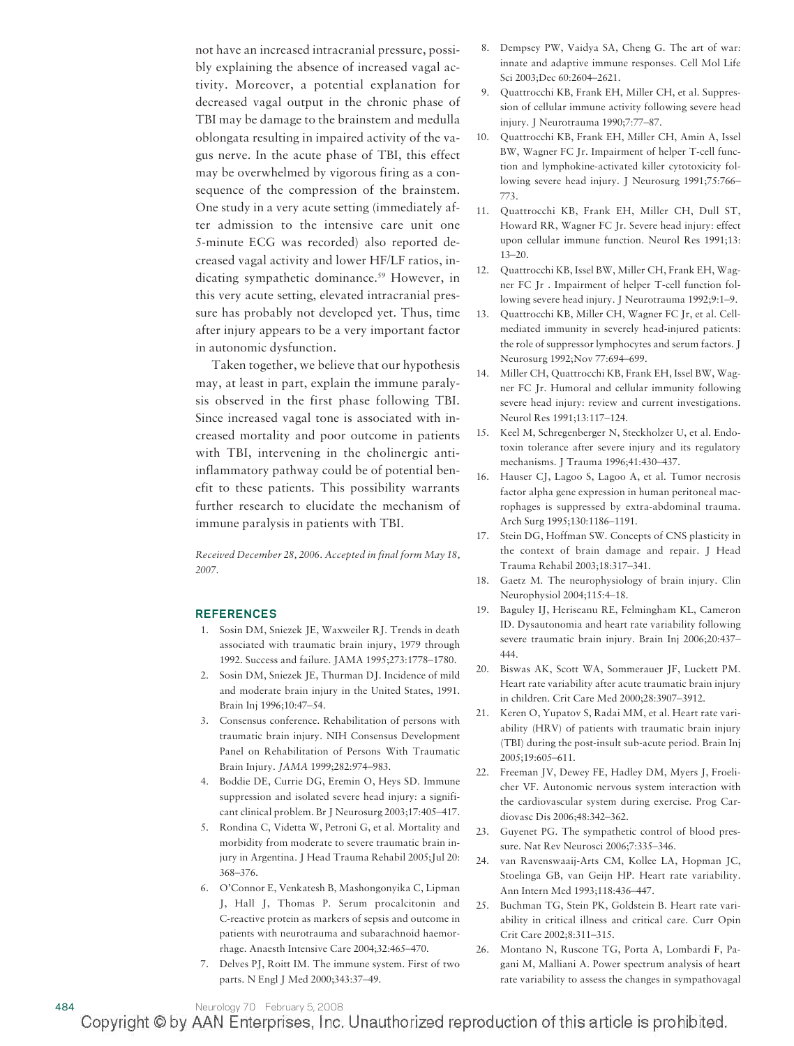not have an increased intracranial pressure, possibly explaining the absence of increased vagal activity. Moreover, a potential explanation for decreased vagal output in the chronic phase of TBI may be damage to the brainstem and medulla oblongata resulting in impaired activity of the vagus nerve. In the acute phase of TBI, this effect may be overwhelmed by vigorous firing as a consequence of the compression of the brainstem. One study in a very acute setting (immediately after admission to the intensive care unit one 5-minute ECG was recorded) also reported decreased vagal activity and lower HF/LF ratios, indicating sympathetic dominance.[59] However, in this very acute setting, elevated intracranial pressure has probably not developed yet. Thus, time after injury appears to be a very important factor in autonomic dysfunction.

Taken together, we believe that our hypothesis may, at least in part, explain the immune paralysis observed in the first phase following TBI. Since increased vagal tone is associated with increased mortality and poor outcome in patients with TBI, intervening in the cholinergic anti-inflammatory pathway could be of potential benefit to these patients. This possibility warrants further research to elucidate the mechanism of immune paralysis in patients with TBI.

*Received December 28, 2006. Accepted in final form May 18, 2007.*

## REFERENCES

1. Sosin DM, Sniezek JE, Waxweiler RJ. Trends in death associated with traumatic brain injury, 1979 through 1992. Success and failure. JAMA 1995;273:1778–1780.
2. Sosin DM, Sniezek JE, Thurman DJ. Incidence of mild and moderate brain injury in the United States, 1991. Brain Inj 1996;10:47–54.
3. Consensus conference. Rehabilitation of persons with traumatic brain injury. NIH Consensus Development Panel on Rehabilitation of Persons With Traumatic Brain Injury. *JAMA* 1999;282:974–983.
4. Boddie DE, Currie DG, Eremin O, Heys SD. Immune suppression and isolated severe head injury: a significant clinical problem. Br J Neurosurg 2003;17:405–417.
5. Rondina C, Videtta W, Petroni G, et al. Mortality and morbidity from moderate to severe traumatic brain injury in Argentina. J Head Trauma Rehabil 2005;Jul 20: 368–376.
6. O'Connor E, Venkatesh B, Mashongonyika C, Lipman J, Hall J, Thomas P. Serum procalcitonin and C-reactive protein as markers of sepsis and outcome in patients with neurotrauma and subarachnoid haemorrhage. Anaesth Intensive Care 2004;32:465–470.
7. Delves PJ, Roitt IM. The immune system. First of two parts. N Engl J Med 2000;343:37–49.
8. Dempsey PW, Vaidya SA, Cheng G. The art of war: innate and adaptive immune responses. Cell Mol Life Sci 2003;Dec 60:2604–2621.
9. Quattrocchi KB, Frank EH, Miller CH, et al. Suppression of cellular immune activity following severe head injury. J Neurotrauma 1990;7:77–87.
10. Quattrocchi KB, Frank EH, Miller CH, Amin A, Issel BW, Wagner FC Jr. Impairment of helper T-cell function and lymphokine-activated killer cytotoxicity following severe head injury. J Neurosurg 1991;75:766–773.
11. Quattrocchi KB, Frank EH, Miller CH, Dull ST, Howard RR, Wagner FC Jr. Severe head injury: effect upon cellular immune function. Neurol Res 1991;13: 13–20.
12. Quattrocchi KB, Issel BW, Miller CH, Frank EH, Wagner FC Jr . Impairment of helper T-cell function following severe head injury. J Neurotrauma 1992;9:1–9.
13. Quattrocchi KB, Miller CH, Wagner FC Jr, et al. Cell-mediated immunity in severely head-injured patients: the role of suppressor lymphocytes and serum factors. J Neurosurg 1992;Nov 77:694–699.
14. Miller CH, Quattrocchi KB, Frank EH, Issel BW, Wagner FC Jr. Humoral and cellular immunity following severe head injury: review and current investigations. Neurol Res 1991;13:117–124.
15. Keel M, Schregenberger N, Steckholzer U, et al. Endotoxin tolerance after severe injury and its regulatory mechanisms. J Trauma 1996;41:430–437.
16. Hauser CJ, Lagoo S, Lagoo A, et al. Tumor necrosis factor alpha gene expression in human peritoneal macrophages is suppressed by extra-abdominal trauma. Arch Surg 1995;130:1186–1191.
17. Stein DG, Hoffman SW. Concepts of CNS plasticity in the context of brain damage and repair. J Head Trauma Rehabil 2003;18:317–341.
18. Gaetz M. The neurophysiology of brain injury. Clin Neurophysiol 2004;115:4–18.
19. Baguley IJ, Heriseanu RE, Felmingham KL, Cameron ID. Dysautonomia and heart rate variability following severe traumatic brain injury. Brain Inj 2006;20:437–444.
20. Biswas AK, Scott WA, Sommerauer JF, Luckett PM. Heart rate variability after acute traumatic brain injury in children. Crit Care Med 2000;28:3907–3912.
21. Keren O, Yupatov S, Radai MM, et al. Heart rate variability (HRV) of patients with traumatic brain injury (TBI) during the post-insult sub-acute period. Brain Inj 2005;19:605–611.
22. Freeman JV, Dewey FE, Hadley DM, Myers J, Froelicher VF. Autonomic nervous system interaction with the cardiovascular system during exercise. Prog Cardiovasc Dis 2006;48:342–362.
23. Guyenet PG. The sympathetic control of blood pressure. Nat Rev Neurosci 2006;7:335–346.
24. van Ravenswaaij-Arts CM, Kollee LA, Hopman JC, Stoelinga GB, van Geijn HP. Heart rate variability. Ann Intern Med 1993;118:436–447.
25. Buchman TG, Stein PK, Goldstein B. Heart rate variability in critical illness and critical care. Curr Opin Crit Care 2002;8:311–315.
26. Montano N, Ruscone TG, Porta A, Lombardi F, Pagani M, Malliani A. Power spectrum analysis of heart rate variability to assess the changes in sympathovagal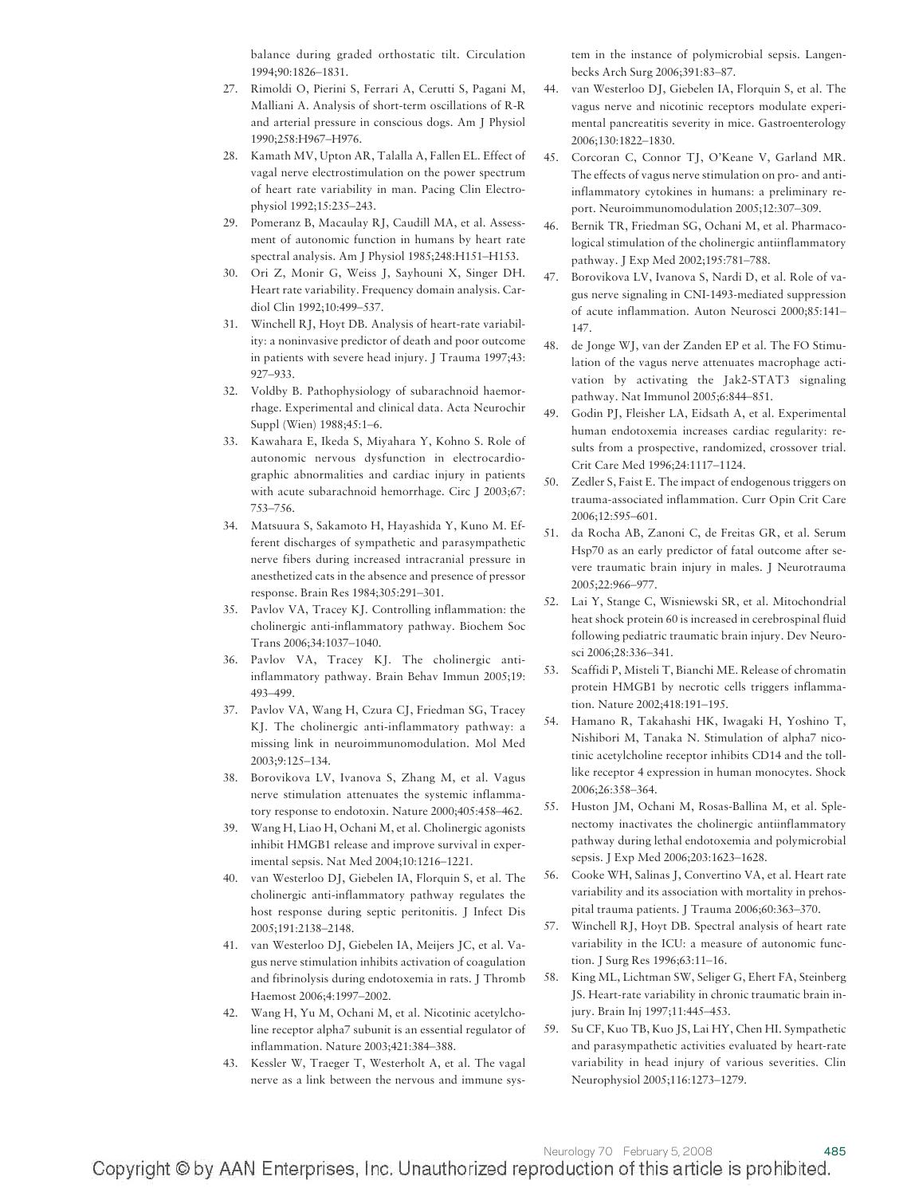balance during graded orthostatic tilt. Circulation 1994;90:1826–1831.

27. Rimoldi O, Pierini S, Ferrari A, Cerutti S, Pagani M, Malliani A. Analysis of short-term oscillations of R-R and arterial pressure in conscious dogs. Am J Physiol 1990;258:H967–H976.
28. Kamath MV, Upton AR, Talalla A, Fallen EL. Effect of vagal nerve electrostimulation on the power spectrum of heart rate variability in man. Pacing Clin Electrophysiol 1992;15:235–243.
29. Pomeranz B, Macaulay RJ, Caudill MA, et al. Assessment of autonomic function in humans by heart rate spectral analysis. Am J Physiol 1985;248:H151–H153.
30. Ori Z, Monir G, Weiss J, Sayhouni X, Singer DH. Heart rate variability. Frequency domain analysis. Cardiol Clin 1992;10:499–537.
31. Winchell RJ, Hoyt DB. Analysis of heart-rate variability: a noninvasive predictor of death and poor outcome in patients with severe head injury. J Trauma 1997;43:927–933.
32. Voldby B. Pathophysiology of subarachnoid haemorrhage. Experimental and clinical data. Acta Neurochir Suppl (Wien) 1988;45:1–6.
33. Kawahara E, Ikeda S, Miyahara Y, Kohno S. Role of autonomic nervous dysfunction in electrocardiographic abnormalities and cardiac injury in patients with acute subarachnoid hemorrhage. Circ J 2003;67:753–756.
34. Matsuura S, Sakamoto H, Hayashida Y, Kuno M. Efferent discharges of sympathetic and parasympathetic nerve fibers during increased intracranial pressure in anesthetized cats in the absence and presence of pressor response. Brain Res 1984;305:291–301.
35. Pavlov VA, Tracey KJ. Controlling inflammation: the cholinergic anti-inflammatory pathway. Biochem Soc Trans 2006;34:1037–1040.
36. Pavlov VA, Tracey KJ. The cholinergic anti-inflammatory pathway. Brain Behav Immun 2005;19:493–499.
37. Pavlov VA, Wang H, Czura CJ, Friedman SG, Tracey KJ. The cholinergic anti-inflammatory pathway: a missing link in neuroimmunomodulation. Mol Med 2003;9:125–134.
38. Borovikova LV, Ivanova S, Zhang M, et al. Vagus nerve stimulation attenuates the systemic inflammatory response to endotoxin. Nature 2000;405:458–462.
39. Wang H, Liao H, Ochani M, et al. Cholinergic agonists inhibit HMGB1 release and improve survival in experimental sepsis. Nat Med 2004;10:1216–1221.
40. van Westerloo DJ, Giebelen IA, Florquin S, et al. The cholinergic anti-inflammatory pathway regulates the host response during septic peritonitis. J Infect Dis 2005;191:2138–2148.
41. van Westerloo DJ, Giebelen IA, Meijers JC, et al. Vagus nerve stimulation inhibits activation of coagulation and fibrinolysis during endotoxemia in rats. J Thromb Haemost 2006;4:1997–2002.
42. Wang H, Yu M, Ochani M, et al. Nicotinic acetylcholine receptor alpha7 subunit is an essential regulator of inflammation. Nature 2003;421:384–388.
43. Kessler W, Traeger T, Westerholt A, et al. The vagal nerve as a link between the nervous and immune system in the instance of polymicrobial sepsis. Langenbecks Arch Surg 2006;391:83–87.
44. van Westerloo DJ, Giebelen IA, Florquin S, et al. The vagus nerve and nicotinic receptors modulate experimental pancreatitis severity in mice. Gastroenterology 2006;130:1822–1830.
45. Corcoran C, Connor TJ, O'Keane V, Garland MR. The effects of vagus nerve stimulation on pro- and anti-inflammatory cytokines in humans: a preliminary report. Neuroimmunomodulation 2005;12:307–309.
46. Bernik TR, Friedman SG, Ochani M, et al. Pharmacological stimulation of the cholinergic antiinflammatory pathway. J Exp Med 2002;195:781–788.
47. Borovikova LV, Ivanova S, Nardi D, et al. Role of vagus nerve signaling in CNI-1493-mediated suppression of acute inflammation. Auton Neurosci 2000;85:141–147.
48. de Jonge WJ, van der Zanden EP et al. The FO Stimulation of the vagus nerve attenuates macrophage activation by activating the Jak2-STAT3 signaling pathway. Nat Immunol 2005;6:844–851.
49. Godin PJ, Fleisher LA, Eidsath A, et al. Experimental human endotoxemia increases cardiac regularity: results from a prospective, randomized, crossover trial. Crit Care Med 1996;24:1117–1124.
50. Zedler S, Faist E. The impact of endogenous triggers on trauma-associated inflammation. Curr Opin Crit Care 2006;12:595–601.
51. da Rocha AB, Zanoni C, de Freitas GR, et al. Serum Hsp70 as an early predictor of fatal outcome after severe traumatic brain injury in males. J Neurotrauma 2005;22:966–977.
52. Lai Y, Stange C, Wisniewski SR, et al. Mitochondrial heat shock protein 60 is increased in cerebrospinal fluid following pediatric traumatic brain injury. Dev Neurosci 2006;28:336–341.
53. Scaffidi P, Misteli T, Bianchi ME. Release of chromatin protein HMGB1 by necrotic cells triggers inflammation. Nature 2002;418:191–195.
54. Hamano R, Takahashi HK, Iwagaki H, Yoshino T, Nishibori M, Tanaka N. Stimulation of alpha7 nicotinic acetylcholine receptor inhibits CD14 and the toll-like receptor 4 expression in human monocytes. Shock 2006;26:358–364.
55. Huston JM, Ochani M, Rosas-Ballina M, et al. Splenectomy inactivates the cholinergic antiinflammatory pathway during lethal endotoxemia and polymicrobial sepsis. J Exp Med 2006;203:1623–1628.
56. Cooke WH, Salinas J, Convertino VA, et al. Heart rate variability and its association with mortality in prehospital trauma patients. J Trauma 2006;60:363–370.
57. Winchell RJ, Hoyt DB. Spectral analysis of heart rate variability in the ICU: a measure of autonomic function. J Surg Res 1996;63:11–16.
58. King ML, Lichtman SW, Seliger G, Ehert FA, Steinberg JS. Heart-rate variability in chronic traumatic brain injury. Brain Inj 1997;11:445–453.
59. Su CF, Kuo TB, Kuo JS, Lai HY, Chen HI. Sympathetic and parasympathetic activities evaluated by heart-rate variability in head injury of various severities. Clin Neurophysiol 2005;116:1273–1279.